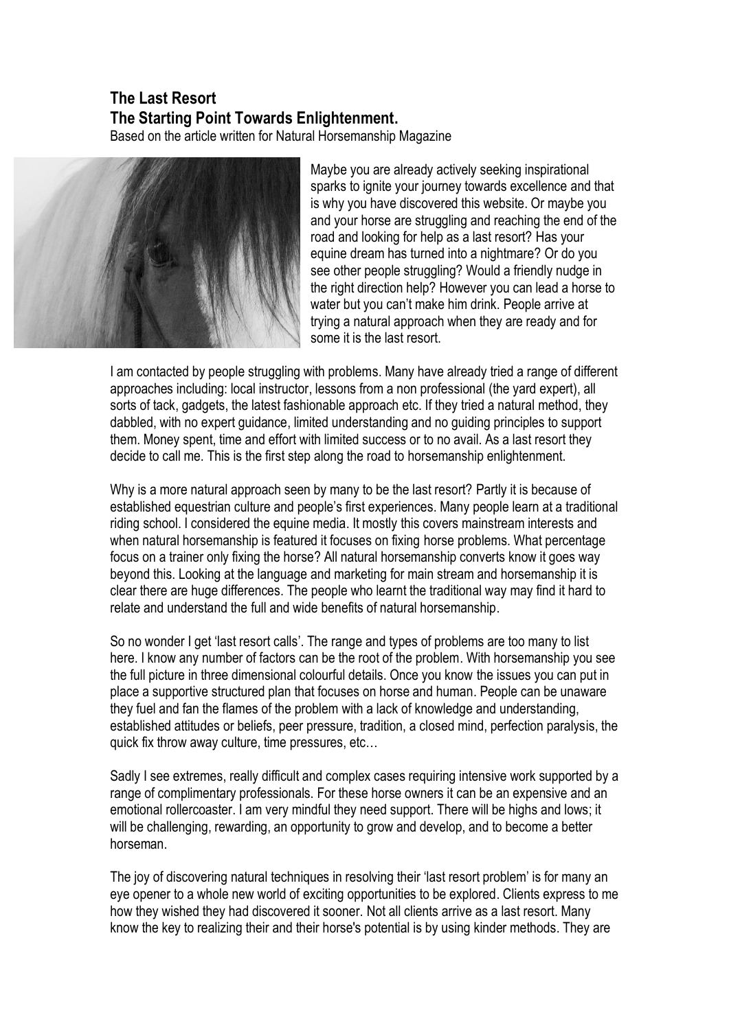# The Last Resort
## The Starting Point Towards Enlightenment.

Based on the article written for Natural Horsemanship Magazine

Maybe you are already actively seeking inspirational sparks to ignite your journey towards excellence and that is why you have discovered this website. Or maybe you and your horse are struggling and reaching the end of the road and looking for help as a last resort? Has your equine dream has turned into a nightmare? Or do you see other people struggling? Would a friendly nudge in the right direction help? However you can lead a horse to water but you can't make him drink. People arrive at trying a natural approach when they are ready and for some it is the last resort.

I am contacted by people struggling with problems. Many have already tried a range of different approaches including: local instructor, lessons from a non professional (the yard expert), all sorts of tack, gadgets, the latest fashionable approach etc. If they tried a natural method, they dabbled, with no expert guidance, limited understanding and no guiding principles to support them. Money spent, time and effort with limited success or to no avail. As a last resort they decide to call me. This is the first step along the road to horsemanship enlightenment.

Why is a more natural approach seen by many to be the last resort? Partly it is because of established equestrian culture and people's first experiences. Many people learn at a traditional riding school. I considered the equine media. It mostly this covers mainstream interests and when natural horsemanship is featured it focuses on fixing horse problems. What percentage focus on a trainer only fixing the horse? All natural horsemanship converts know it goes way beyond this. Looking at the language and marketing for main stream and horsemanship it is clear there are huge differences. The people who learnt the traditional way may find it hard to relate and understand the full and wide benefits of natural horsemanship.

So no wonder I get 'last resort calls'. The range and types of problems are too many to list here. I know any number of factors can be the root of the problem. With horsemanship you see the full picture in three dimensional colourful details. Once you know the issues you can put in place a supportive structured plan that focuses on horse and human. People can be unaware they fuel and fan the flames of the problem with a lack of knowledge and understanding, established attitudes or beliefs, peer pressure, tradition, a closed mind, perfection paralysis, the quick fix throw away culture, time pressures, etc…

Sadly I see extremes, really difficult and complex cases requiring intensive work supported by a range of complimentary professionals. For these horse owners it can be an expensive and an emotional rollercoaster. I am very mindful they need support. There will be highs and lows; it will be challenging, rewarding, an opportunity to grow and develop, and to become a better horseman.

The joy of discovering natural techniques in resolving their 'last resort problem' is for many an eye opener to a whole new world of exciting opportunities to be explored. Clients express to me how they wished they had discovered it sooner. Not all clients arrive as a last resort. Many know the key to realizing their and their horse's potential is by using kinder methods. They are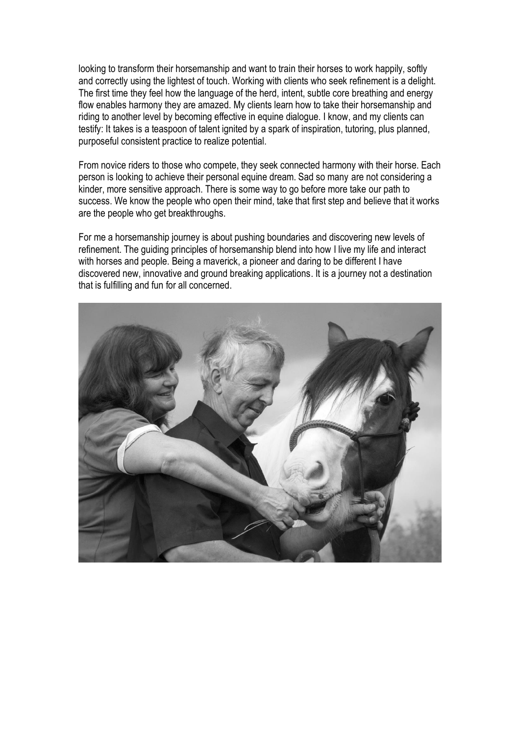looking to transform their horsemanship and want to train their horses to work happily, softly and correctly using the lightest of touch. Working with clients who seek refinement is a delight. The first time they feel how the language of the herd, intent, subtle core breathing and energy flow enables harmony they are amazed. My clients learn how to take their horsemanship and riding to another level by becoming effective in equine dialogue. I know, and my clients can testify: It takes is a teaspoon of talent ignited by a spark of inspiration, tutoring, plus planned, purposeful consistent practice to realize potential.

From novice riders to those who compete, they seek connected harmony with their horse. Each person is looking to achieve their personal equine dream. Sad so many are not considering a kinder, more sensitive approach. There is some way to go before more take our path to success. We know the people who open their mind, take that first step and believe that it works are the people who get breakthroughs.

For me a horsemanship journey is about pushing boundaries and discovering new levels of refinement. The guiding principles of horsemanship blend into how I live my life and interact with horses and people. Being a maverick, a pioneer and daring to be different I have discovered new, innovative and ground breaking applications. It is a journey not a destination that is fulfilling and fun for all concerned.